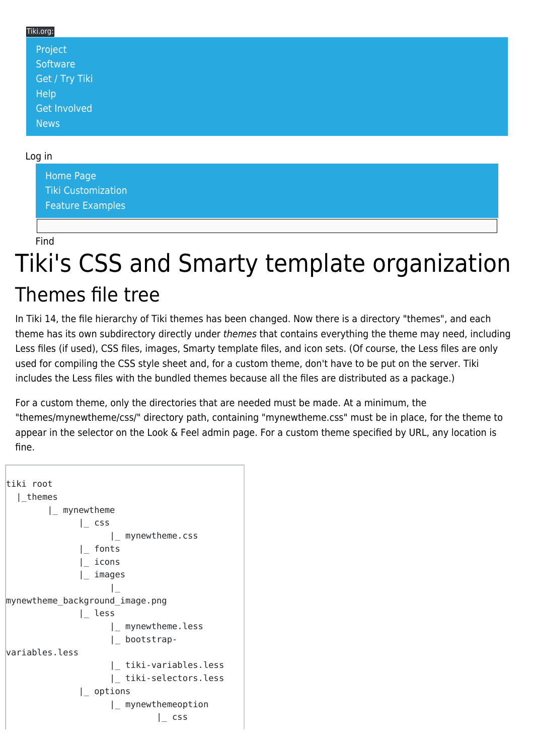Tiki.org:

- Project
- Software
- Get / Try Tiki
- Help
- Get Involved
- News

Log in

- Home Page
- Tiki Customization
- Feature Examples

Find

# Tiki's CSS and Smarty template organization

## Themes file tree

In Tiki 14, the file hierarchy of Tiki themes has been changed. Now there is a directory "themes", and each theme has its own subdirectory directly under *themes* that contains everything the theme may need, including Less files (if used), CSS files, images, Smarty template files, and icon sets. (Of course, the Less files are only used for compiling the CSS style sheet and, for a custom theme, don't have to be put on the server. Tiki includes the Less files with the bundled themes because all the files are distributed as a package.)

For a custom theme, only the directories that are needed must be made. At a minimum, the "themes/mynewtheme/css/" directory path, containing "mynewtheme.css" must be in place, for the theme to appear in the selector on the Look & Feel admin page. For a custom theme specified by URL, any location is fine.

```
tiki root
  |_themes
        |_ mynewtheme
              |_ css
                    |_ mynewtheme.css
              |_ fonts
              |_ icons
              |_ images
                    |_
mynewtheme_background_image.png
              |_ less
                    |_ mynewtheme.less
                    |_ bootstrap-
variables.less
                    |_ tiki-variables.less
                    |_ tiki-selectors.less
              |_ options
                    |_ mynewthemeoption
                             |_ css
```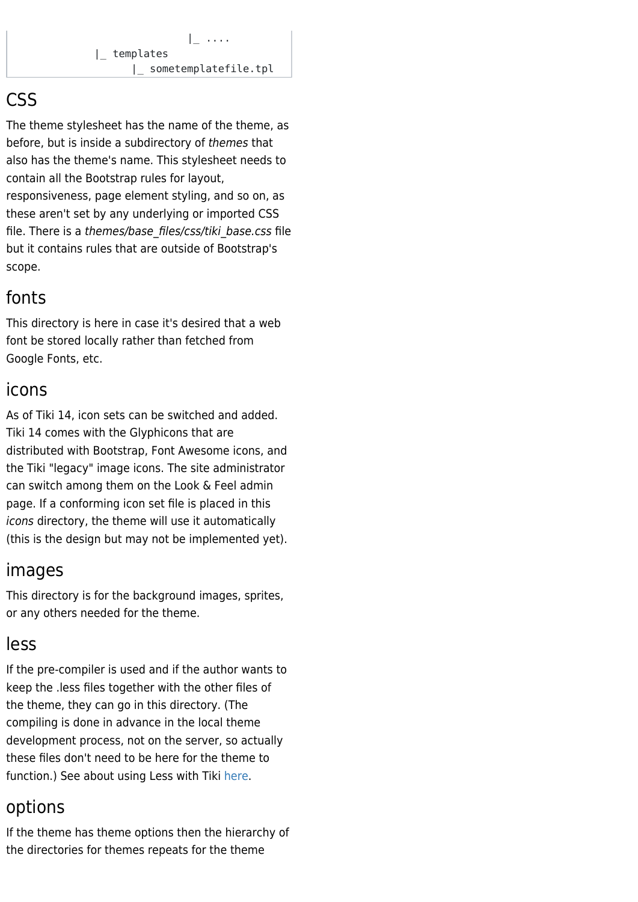```
                        |_ ....
            |_ templates
                 |_ sometemplatefile.tpl
```

## CSS

The theme stylesheet has the name of the theme, as before, but is inside a subdirectory of *themes* that also has the theme's name. This stylesheet needs to contain all the Bootstrap rules for layout, responsiveness, page element styling, and so on, as these aren't set by any underlying or imported CSS file. There is a *themes/base_files/css/tiki_base.css* file but it contains rules that are outside of Bootstrap's scope.

## fonts

This directory is here in case it's desired that a web font be stored locally rather than fetched from Google Fonts, etc.

## icons

As of Tiki 14, icon sets can be switched and added. Tiki 14 comes with the Glyphicons that are distributed with Bootstrap, Font Awesome icons, and the Tiki "legacy" image icons. The site administrator can switch among them on the Look & Feel admin page. If a conforming icon set file is placed in this *icons* directory, the theme will use it automatically (this is the design but may not be implemented yet).

## images

This directory is for the background images, sprites, or any others needed for the theme.

## less

If the pre-compiler is used and if the author wants to keep the .less files together with the other files of the theme, they can go in this directory. (The compiling is done in advance in the local theme development process, not on the server, so actually these files don't need to be here for the theme to function.) See about using Less with Tiki here.

## options

If the theme has theme options then the hierarchy of the directories for themes repeats for the theme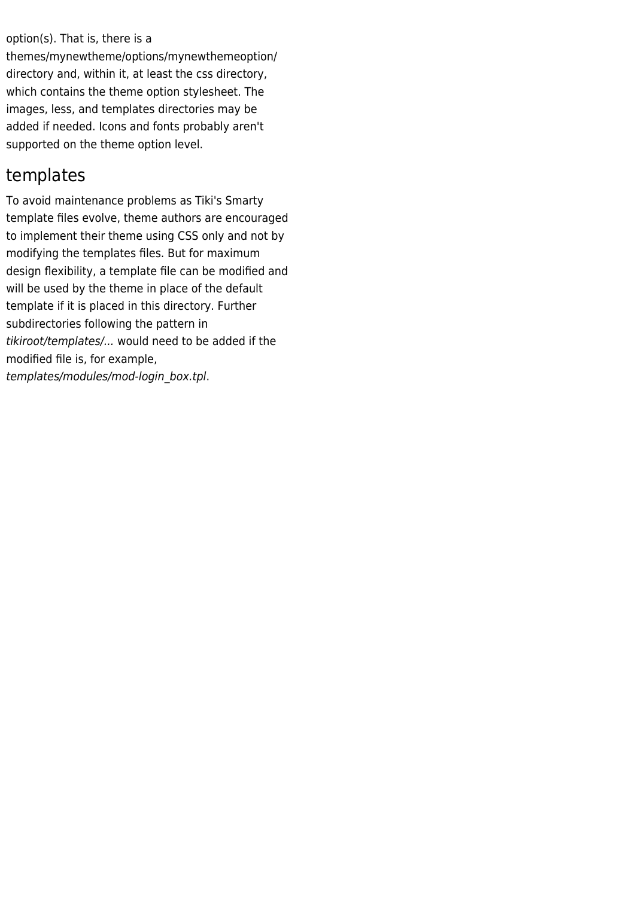option(s). That is, there is a themes/mynewtheme/options/mynewthemeoption/ directory and, within it, at least the css directory, which contains the theme option stylesheet. The images, less, and templates directories may be added if needed. Icons and fonts probably aren't supported on the theme option level.

## templates

To avoid maintenance problems as Tiki's Smarty template files evolve, theme authors are encouraged to implement their theme using CSS only and not by modifying the templates files. But for maximum design flexibility, a template file can be modified and will be used by the theme in place of the default template if it is placed in this directory. Further subdirectories following the pattern in *tikiroot/templates/...* would need to be added if the modified file is, for example, *templates/modules/mod-login_box.tpl*.